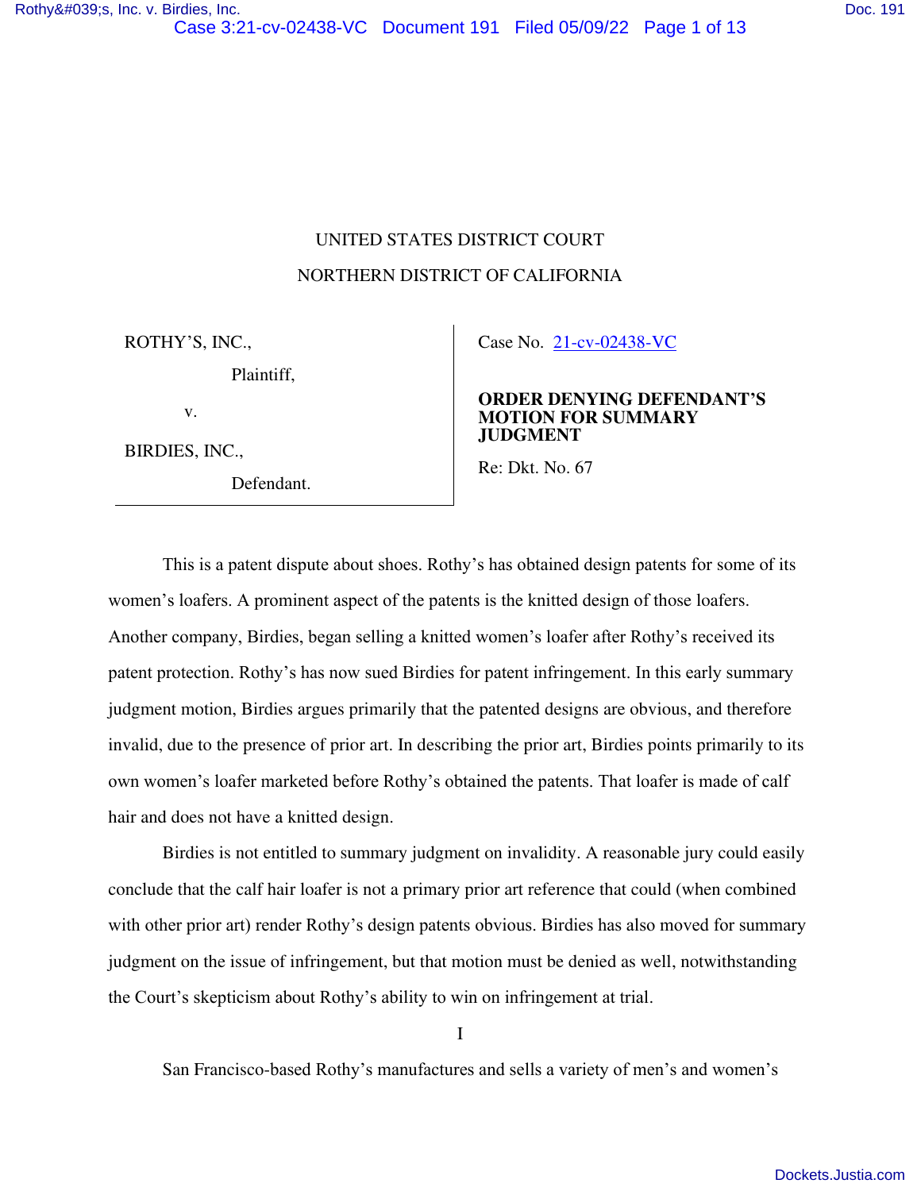UNITED STATES DISTRICT COURT

NORTHERN DISTRICT OF CALIFORNIA

| | |
|---|---|
| ROTHY'S, INC., Plaintiff, v. BIRDIES, INC., Defendant. | Case No. 21-cv-02438-VC **ORDER DENYING DEFENDANT'S MOTION FOR SUMMARY JUDGMENT** Re: Dkt. No. 67 |

This is a patent dispute about shoes. Rothy's has obtained design patents for some of its women's loafers. A prominent aspect of the patents is the knitted design of those loafers. Another company, Birdies, began selling a knitted women's loafer after Rothy's received its patent protection. Rothy's has now sued Birdies for patent infringement. In this early summary judgment motion, Birdies argues primarily that the patented designs are obvious, and therefore invalid, due to the presence of prior art. In describing the prior art, Birdies points primarily to its own women's loafer marketed before Rothy's obtained the patents. That loafer is made of calf hair and does not have a knitted design.

Birdies is not entitled to summary judgment on invalidity. A reasonable jury could easily conclude that the calf hair loafer is not a primary prior art reference that could (when combined with other prior art) render Rothy's design patents obvious. Birdies has also moved for summary judgment on the issue of infringement, but that motion must be denied as well, notwithstanding the Court's skepticism about Rothy's ability to win on infringement at trial.

I

San Francisco-based Rothy's manufactures and sells a variety of men's and women's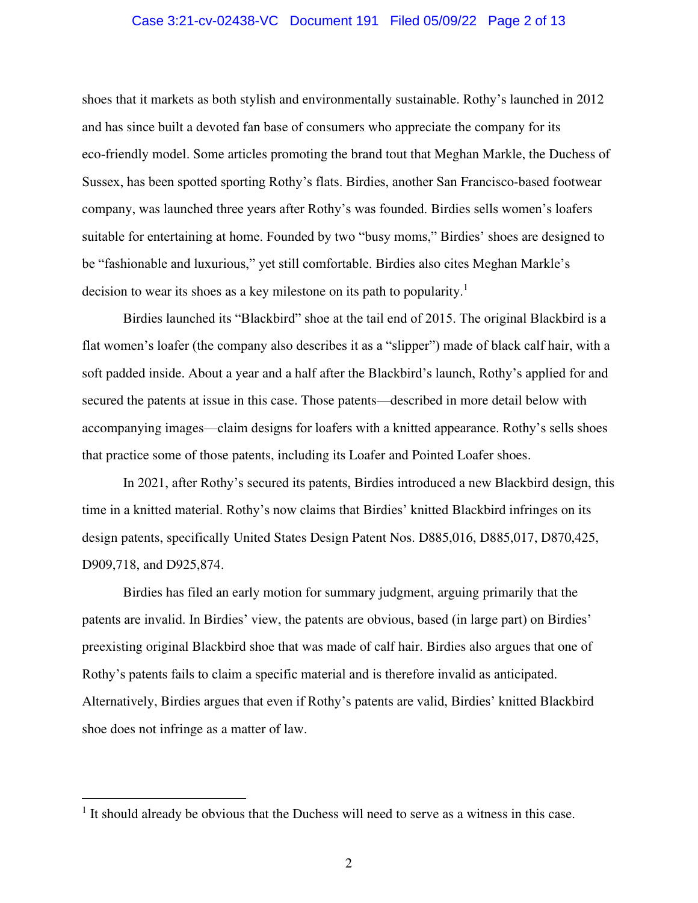shoes that it markets as both stylish and environmentally sustainable. Rothy's launched in 2012 and has since built a devoted fan base of consumers who appreciate the company for its eco-friendly model. Some articles promoting the brand tout that Meghan Markle, the Duchess of Sussex, has been spotted sporting Rothy's flats. Birdies, another San Francisco-based footwear company, was launched three years after Rothy's was founded. Birdies sells women's loafers suitable for entertaining at home. Founded by two "busy moms," Birdies' shoes are designed to be "fashionable and luxurious," yet still comfortable. Birdies also cites Meghan Markle's decision to wear its shoes as a key milestone on its path to popularity.[1]

Birdies launched its "Blackbird" shoe at the tail end of 2015. The original Blackbird is a flat women's loafer (the company also describes it as a "slipper") made of black calf hair, with a soft padded inside. About a year and a half after the Blackbird's launch, Rothy's applied for and secured the patents at issue in this case. Those patents—described in more detail below with accompanying images—claim designs for loafers with a knitted appearance. Rothy's sells shoes that practice some of those patents, including its Loafer and Pointed Loafer shoes.

In 2021, after Rothy's secured its patents, Birdies introduced a new Blackbird design, this time in a knitted material. Rothy's now claims that Birdies' knitted Blackbird infringes on its design patents, specifically United States Design Patent Nos. D885,016, D885,017, D870,425, D909,718, and D925,874.

Birdies has filed an early motion for summary judgment, arguing primarily that the patents are invalid. In Birdies' view, the patents are obvious, based (in large part) on Birdies' preexisting original Blackbird shoe that was made of calf hair. Birdies also argues that one of Rothy's patents fails to claim a specific material and is therefore invalid as anticipated. Alternatively, Birdies argues that even if Rothy's patents are valid, Birdies' knitted Blackbird shoe does not infringe as a matter of law.

---

[1] It should already be obvious that the Duchess will need to serve as a witness in this case.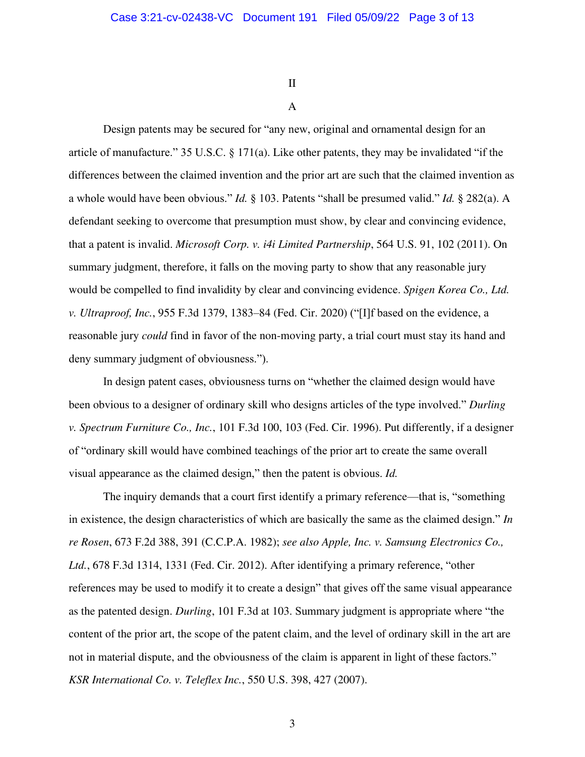## II

### A

Design patents may be secured for "any new, original and ornamental design for an article of manufacture." 35 U.S.C. § 171(a). Like other patents, they may be invalidated "if the differences between the claimed invention and the prior art are such that the claimed invention as a whole would have been obvious." *Id.* § 103. Patents "shall be presumed valid." *Id.* § 282(a). A defendant seeking to overcome that presumption must show, by clear and convincing evidence, that a patent is invalid. *Microsoft Corp. v. i4i Limited Partnership*, 564 U.S. 91, 102 (2011). On summary judgment, therefore, it falls on the moving party to show that any reasonable jury would be compelled to find invalidity by clear and convincing evidence. *Spigen Korea Co., Ltd. v. Ultraproof, Inc.*, 955 F.3d 1379, 1383–84 (Fed. Cir. 2020) ("[I]f based on the evidence, a reasonable jury *could* find in favor of the non-moving party, a trial court must stay its hand and deny summary judgment of obviousness.").

In design patent cases, obviousness turns on "whether the claimed design would have been obvious to a designer of ordinary skill who designs articles of the type involved." *Durling v. Spectrum Furniture Co., Inc.*, 101 F.3d 100, 103 (Fed. Cir. 1996). Put differently, if a designer of "ordinary skill would have combined teachings of the prior art to create the same overall visual appearance as the claimed design," then the patent is obvious. *Id.*

The inquiry demands that a court first identify a primary reference—that is, "something in existence, the design characteristics of which are basically the same as the claimed design." *In re Rosen*, 673 F.2d 388, 391 (C.C.P.A. 1982); *see also Apple, Inc. v. Samsung Electronics Co., Ltd.*, 678 F.3d 1314, 1331 (Fed. Cir. 2012). After identifying a primary reference, "other references may be used to modify it to create a design" that gives off the same visual appearance as the patented design. *Durling*, 101 F.3d at 103. Summary judgment is appropriate where "the content of the prior art, the scope of the patent claim, and the level of ordinary skill in the art are not in material dispute, and the obviousness of the claim is apparent in light of these factors." *KSR International Co. v. Teleflex Inc.*, 550 U.S. 398, 427 (2007).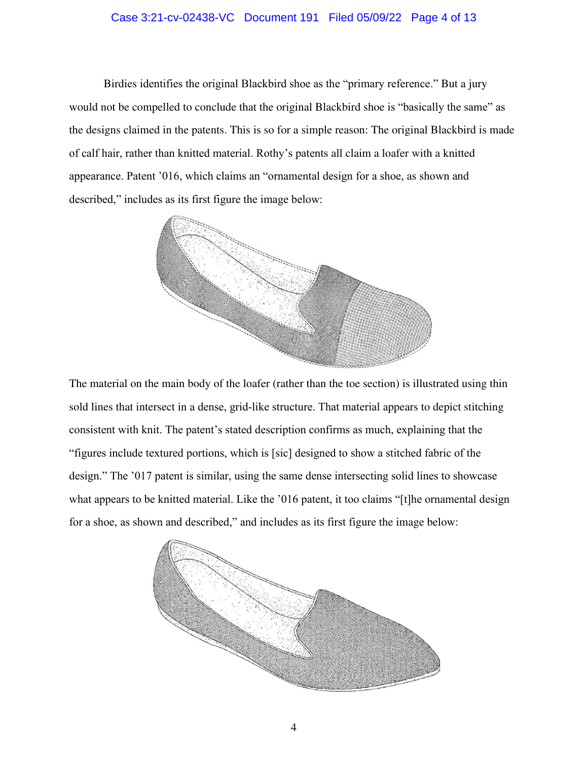Birdies identifies the original Blackbird shoe as the "primary reference." But a jury would not be compelled to conclude that the original Blackbird shoe is "basically the same" as the designs claimed in the patents. This is so for a simple reason: The original Blackbird is made of calf hair, rather than knitted material. Rothy's patents all claim a loafer with a knitted appearance. Patent '016, which claims an "ornamental design for a shoe, as shown and described," includes as its first figure the image below:

The material on the main body of the loafer (rather than the toe section) is illustrated using thin sold lines that intersect in a dense, grid-like structure. That material appears to depict stitching consistent with knit. The patent's stated description confirms as much, explaining that the "figures include textured portions, which is [sic] designed to show a stitched fabric of the design." The '017 patent is similar, using the same dense intersecting solid lines to showcase what appears to be knitted material. Like the '016 patent, it too claims "[t]he ornamental design for a shoe, as shown and described," and includes as its first figure the image below: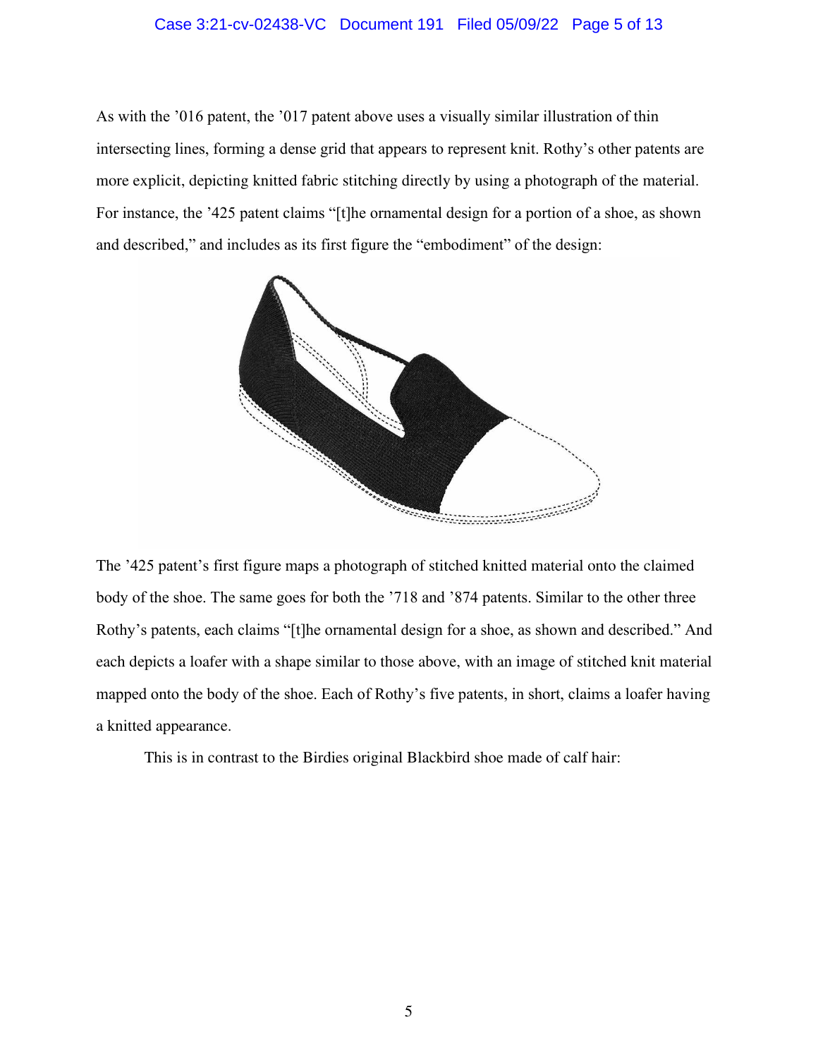As with the ’016 patent, the ’017 patent above uses a visually similar illustration of thin intersecting lines, forming a dense grid that appears to represent knit. Rothy’s other patents are more explicit, depicting knitted fabric stitching directly by using a photograph of the material. For instance, the ’425 patent claims “[t]he ornamental design for a portion of a shoe, as shown and described,” and includes as its first figure the “embodiment” of the design:

The ’425 patent’s first figure maps a photograph of stitched knitted material onto the claimed body of the shoe. The same goes for both the ’718 and ’874 patents. Similar to the other three Rothy’s patents, each claims “[t]he ornamental design for a shoe, as shown and described.” And each depicts a loafer with a shape similar to those above, with an image of stitched knit material mapped onto the body of the shoe. Each of Rothy’s five patents, in short, claims a loafer having a knitted appearance.

This is in contrast to the Birdies original Blackbird shoe made of calf hair: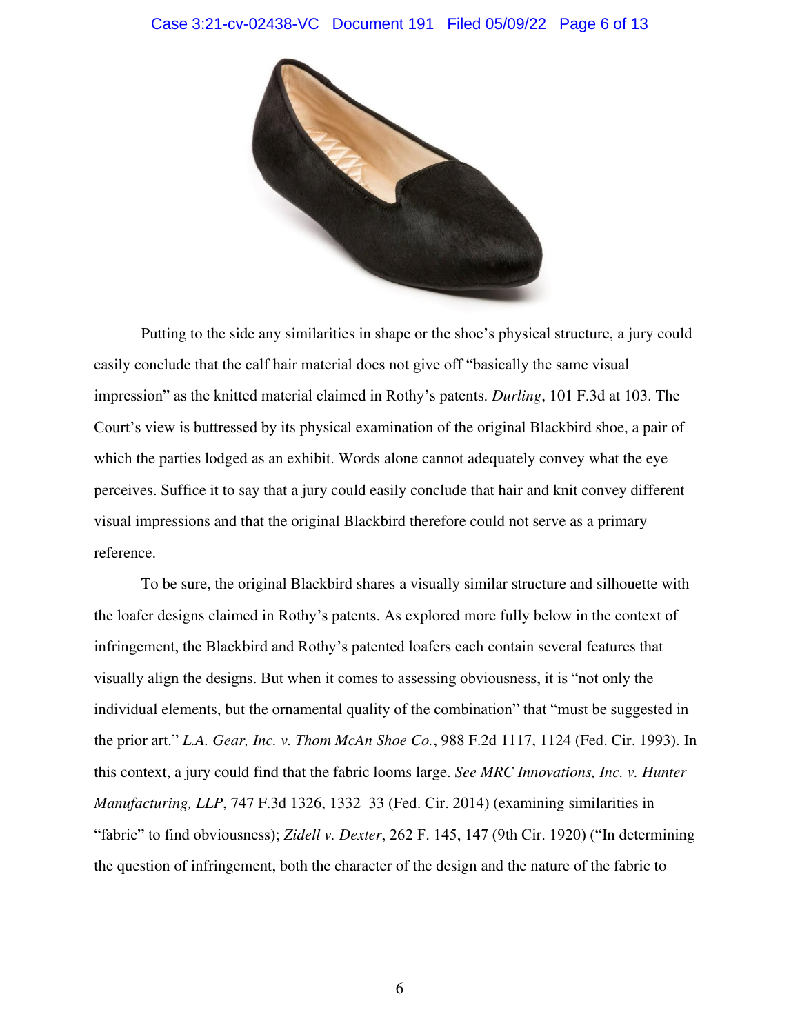Putting to the side any similarities in shape or the shoe's physical structure, a jury could easily conclude that the calf hair material does not give off "basically the same visual impression" as the knitted material claimed in Rothy's patents. *Durling*, 101 F.3d at 103. The Court's view is buttressed by its physical examination of the original Blackbird shoe, a pair of which the parties lodged as an exhibit. Words alone cannot adequately convey what the eye perceives. Suffice it to say that a jury could easily conclude that hair and knit convey different visual impressions and that the original Blackbird therefore could not serve as a primary reference.

To be sure, the original Blackbird shares a visually similar structure and silhouette with the loafer designs claimed in Rothy's patents. As explored more fully below in the context of infringement, the Blackbird and Rothy's patented loafers each contain several features that visually align the designs. But when it comes to assessing obviousness, it is "not only the individual elements, but the ornamental quality of the combination" that "must be suggested in the prior art." *L.A. Gear, Inc. v. Thom McAn Shoe Co.*, 988 F.2d 1117, 1124 (Fed. Cir. 1993). In this context, a jury could find that the fabric looms large. *See MRC Innovations, Inc. v. Hunter Manufacturing, LLP*, 747 F.3d 1326, 1332–33 (Fed. Cir. 2014) (examining similarities in "fabric" to find obviousness); *Zidell v. Dexter*, 262 F. 145, 147 (9th Cir. 1920) ("In determining the question of infringement, both the character of the design and the nature of the fabric to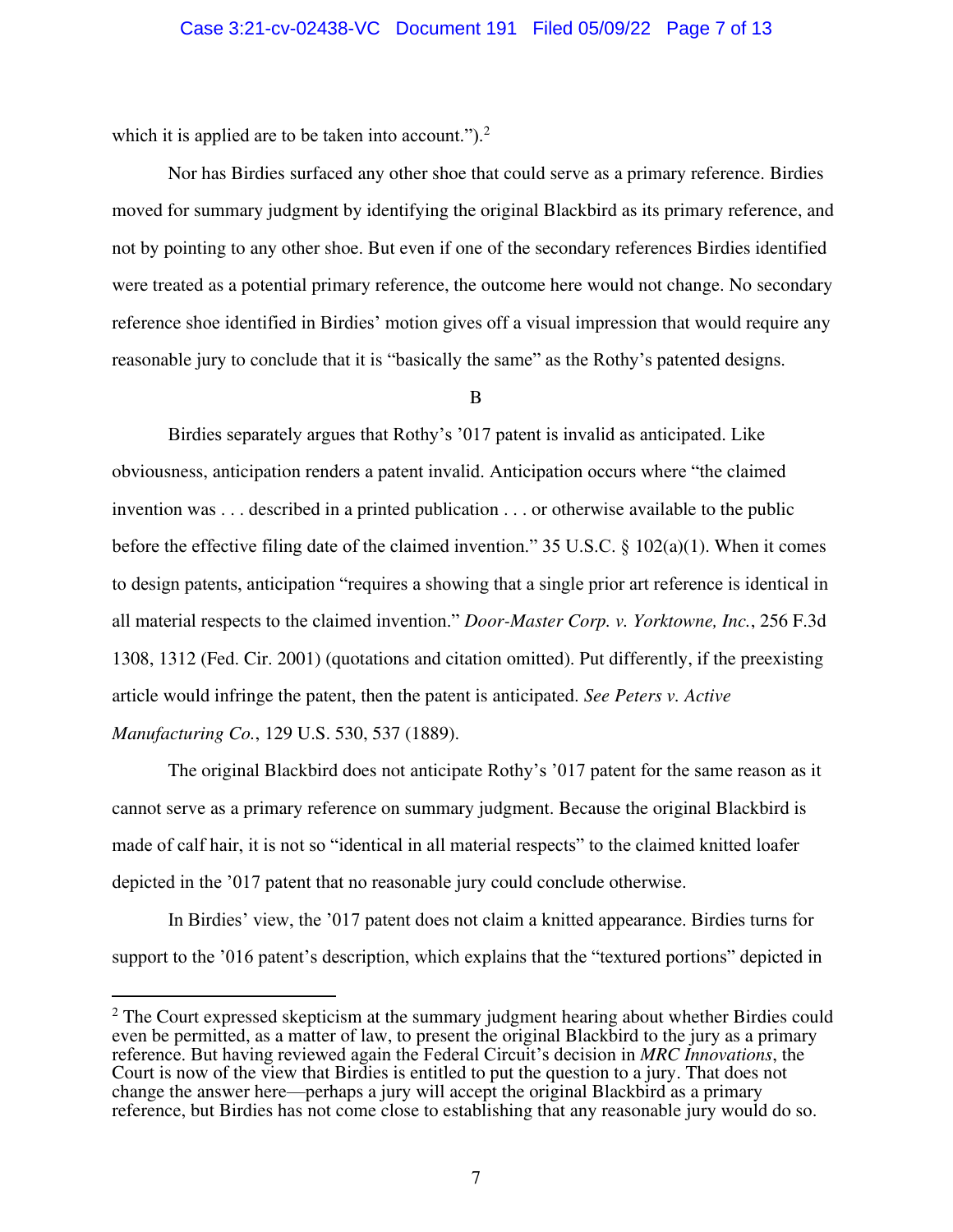which it is applied are to be taken into account.").[2]

Nor has Birdies surfaced any other shoe that could serve as a primary reference. Birdies moved for summary judgment by identifying the original Blackbird as its primary reference, and not by pointing to any other shoe. But even if one of the secondary references Birdies identified were treated as a potential primary reference, the outcome here would not change. No secondary reference shoe identified in Birdies' motion gives off a visual impression that would require any reasonable jury to conclude that it is "basically the same" as the Rothy's patented designs.

B

Birdies separately argues that Rothy's '017 patent is invalid as anticipated. Like obviousness, anticipation renders a patent invalid. Anticipation occurs where "the claimed invention was . . . described in a printed publication . . . or otherwise available to the public before the effective filing date of the claimed invention." 35 U.S.C. § 102(a)(1). When it comes to design patents, anticipation "requires a showing that a single prior art reference is identical in all material respects to the claimed invention." *Door-Master Corp. v. Yorktowne, Inc.*, 256 F.3d 1308, 1312 (Fed. Cir. 2001) (quotations and citation omitted). Put differently, if the preexisting article would infringe the patent, then the patent is anticipated. *See Peters v. Active Manufacturing Co.*, 129 U.S. 530, 537 (1889).

The original Blackbird does not anticipate Rothy's '017 patent for the same reason as it cannot serve as a primary reference on summary judgment. Because the original Blackbird is made of calf hair, it is not so "identical in all material respects" to the claimed knitted loafer depicted in the '017 patent that no reasonable jury could conclude otherwise.

In Birdies' view, the '017 patent does not claim a knitted appearance. Birdies turns for support to the '016 patent's description, which explains that the "textured portions" depicted in

[2] The Court expressed skepticism at the summary judgment hearing about whether Birdies could even be permitted, as a matter of law, to present the original Blackbird to the jury as a primary reference. But having reviewed again the Federal Circuit's decision in *MRC Innovations*, the Court is now of the view that Birdies is entitled to put the question to a jury. That does not change the answer here—perhaps a jury will accept the original Blackbird as a primary reference, but Birdies has not come close to establishing that any reasonable jury would do so.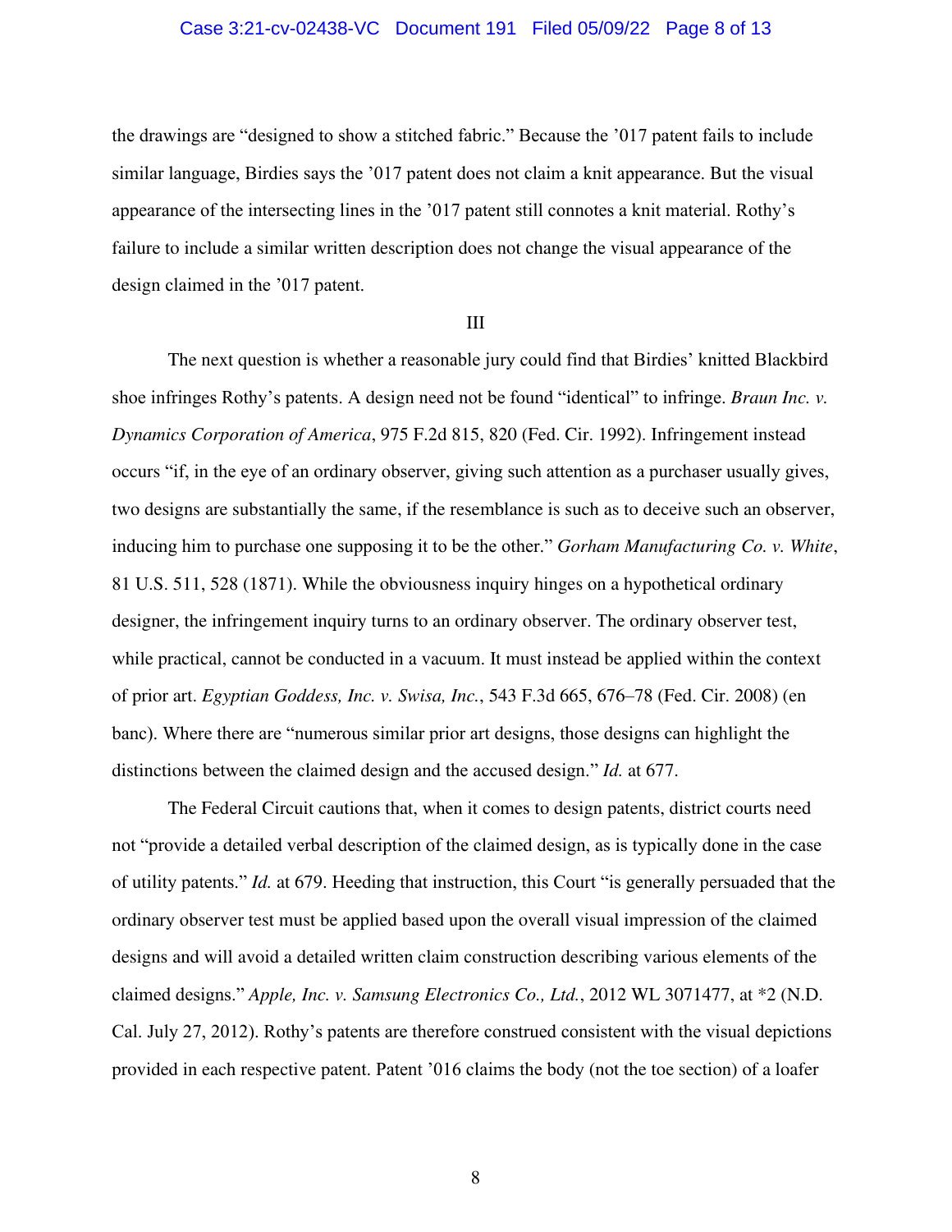the drawings are "designed to show a stitched fabric." Because the '017 patent fails to include similar language, Birdies says the '017 patent does not claim a knit appearance. But the visual appearance of the intersecting lines in the '017 patent still connotes a knit material. Rothy's failure to include a similar written description does not change the visual appearance of the design claimed in the '017 patent.

III

The next question is whether a reasonable jury could find that Birdies' knitted Blackbird shoe infringes Rothy's patents. A design need not be found "identical" to infringe. *Braun Inc. v. Dynamics Corporation of America*, 975 F.2d 815, 820 (Fed. Cir. 1992). Infringement instead occurs "if, in the eye of an ordinary observer, giving such attention as a purchaser usually gives, two designs are substantially the same, if the resemblance is such as to deceive such an observer, inducing him to purchase one supposing it to be the other." *Gorham Manufacturing Co. v. White*, 81 U.S. 511, 528 (1871). While the obviousness inquiry hinges on a hypothetical ordinary designer, the infringement inquiry turns to an ordinary observer. The ordinary observer test, while practical, cannot be conducted in a vacuum. It must instead be applied within the context of prior art. *Egyptian Goddess, Inc. v. Swisa, Inc.*, 543 F.3d 665, 676–78 (Fed. Cir. 2008) (en banc). Where there are "numerous similar prior art designs, those designs can highlight the distinctions between the claimed design and the accused design." *Id.* at 677.

The Federal Circuit cautions that, when it comes to design patents, district courts need not "provide a detailed verbal description of the claimed design, as is typically done in the case of utility patents." *Id.* at 679. Heeding that instruction, this Court "is generally persuaded that the ordinary observer test must be applied based upon the overall visual impression of the claimed designs and will avoid a detailed written claim construction describing various elements of the claimed designs." *Apple, Inc. v. Samsung Electronics Co., Ltd.*, 2012 WL 3071477, at *2 (N.D. Cal. July 27, 2012). Rothy's patents are therefore construed consistent with the visual depictions provided in each respective patent. Patent '016 claims the body (not the toe section) of a loafer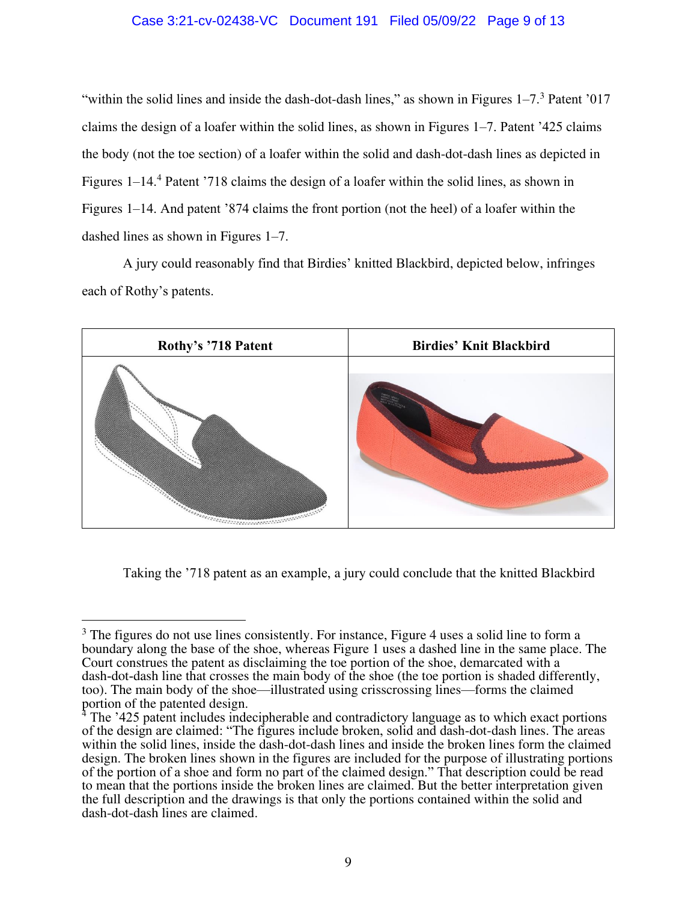"within the solid lines and inside the dash-dot-dash lines," as shown in Figures 1–7.[3] Patent '017 claims the design of a loafer within the solid lines, as shown in Figures 1–7. Patent '425 claims the body (not the toe section) of a loafer within the solid and dash-dot-dash lines as depicted in Figures 1–14.[4] Patent '718 claims the design of a loafer within the solid lines, as shown in Figures 1–14. And patent '874 claims the front portion (not the heel) of a loafer within the dashed lines as shown in Figures 1–7.

A jury could reasonably find that Birdies' knitted Blackbird, depicted below, infringes each of Rothy's patents.

| Rothy's '718 Patent | Birdies' Knit Blackbird |
| --- | --- |
| | |

Taking the '718 patent as an example, a jury could conclude that the knitted Blackbird

---

[3] The figures do not use lines consistently. For instance, Figure 4 uses a solid line to form a boundary along the base of the shoe, whereas Figure 1 uses a dashed line in the same place. The Court construes the patent as disclaiming the toe portion of the shoe, demarcated with a dash-dot-dash line that crosses the main body of the shoe (the toe portion is shaded differently, too). The main body of the shoe—illustrated using crisscrossing lines—forms the claimed portion of the patented design.

[4] The '425 patent includes indecipherable and contradictory language as to which exact portions of the design are claimed: "The figures include broken, solid and dash-dot-dash lines. The areas within the solid lines, inside the dash-dot-dash lines and inside the broken lines form the claimed design. The broken lines shown in the figures are included for the purpose of illustrating portions of the portion of a shoe and form no part of the claimed design." That description could be read to mean that the portions inside the broken lines are claimed. But the better interpretation given the full description and the drawings is that only the portions contained within the solid and dash-dot-dash lines are claimed.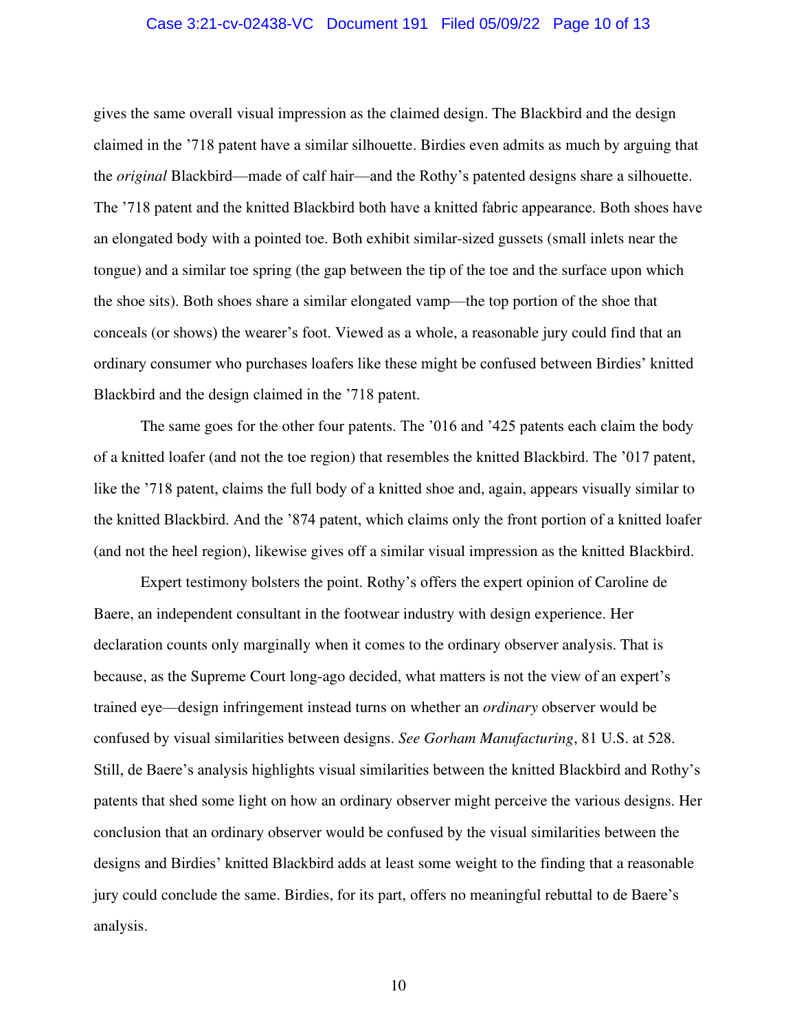gives the same overall visual impression as the claimed design. The Blackbird and the design claimed in the ’718 patent have a similar silhouette. Birdies even admits as much by arguing that the *original* Blackbird—made of calf hair—and the Rothy’s patented designs share a silhouette. The ’718 patent and the knitted Blackbird both have a knitted fabric appearance. Both shoes have an elongated body with a pointed toe. Both exhibit similar-sized gussets (small inlets near the tongue) and a similar toe spring (the gap between the tip of the toe and the surface upon which the shoe sits). Both shoes share a similar elongated vamp—the top portion of the shoe that conceals (or shows) the wearer’s foot. Viewed as a whole, a reasonable jury could find that an ordinary consumer who purchases loafers like these might be confused between Birdies’ knitted Blackbird and the design claimed in the ’718 patent.

The same goes for the other four patents. The ’016 and ’425 patents each claim the body of a knitted loafer (and not the toe region) that resembles the knitted Blackbird. The ’017 patent, like the ’718 patent, claims the full body of a knitted shoe and, again, appears visually similar to the knitted Blackbird. And the ’874 patent, which claims only the front portion of a knitted loafer (and not the heel region), likewise gives off a similar visual impression as the knitted Blackbird.

Expert testimony bolsters the point. Rothy’s offers the expert opinion of Caroline de Baere, an independent consultant in the footwear industry with design experience. Her declaration counts only marginally when it comes to the ordinary observer analysis. That is because, as the Supreme Court long-ago decided, what matters is not the view of an expert’s trained eye—design infringement instead turns on whether an *ordinary* observer would be confused by visual similarities between designs. *See Gorham Manufacturing*, 81 U.S. at 528. Still, de Baere’s analysis highlights visual similarities between the knitted Blackbird and Rothy’s patents that shed some light on how an ordinary observer might perceive the various designs. Her conclusion that an ordinary observer would be confused by the visual similarities between the designs and Birdies’ knitted Blackbird adds at least some weight to the finding that a reasonable jury could conclude the same. Birdies, for its part, offers no meaningful rebuttal to de Baere’s analysis.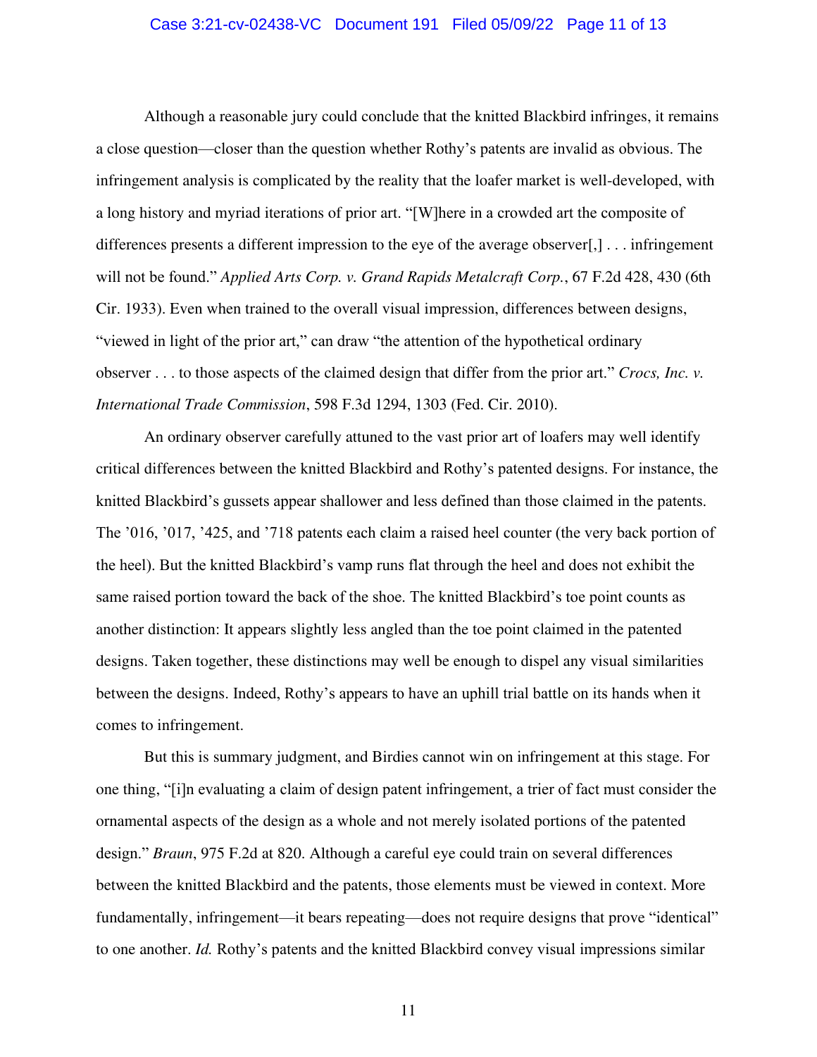Although a reasonable jury could conclude that the knitted Blackbird infringes, it remains a close question—closer than the question whether Rothy's patents are invalid as obvious. The infringement analysis is complicated by the reality that the loafer market is well-developed, with a long history and myriad iterations of prior art. "[W]here in a crowded art the composite of differences presents a different impression to the eye of the average observer[,] . . . infringement will not be found." *Applied Arts Corp. v. Grand Rapids Metalcraft Corp.*, 67 F.2d 428, 430 (6th Cir. 1933). Even when trained to the overall visual impression, differences between designs, "viewed in light of the prior art," can draw "the attention of the hypothetical ordinary observer . . . to those aspects of the claimed design that differ from the prior art." *Crocs, Inc. v. International Trade Commission*, 598 F.3d 1294, 1303 (Fed. Cir. 2010).

An ordinary observer carefully attuned to the vast prior art of loafers may well identify critical differences between the knitted Blackbird and Rothy's patented designs. For instance, the knitted Blackbird's gussets appear shallower and less defined than those claimed in the patents. The '016, '017, '425, and '718 patents each claim a raised heel counter (the very back portion of the heel). But the knitted Blackbird's vamp runs flat through the heel and does not exhibit the same raised portion toward the back of the shoe. The knitted Blackbird's toe point counts as another distinction: It appears slightly less angled than the toe point claimed in the patented designs. Taken together, these distinctions may well be enough to dispel any visual similarities between the designs. Indeed, Rothy's appears to have an uphill trial battle on its hands when it comes to infringement.

But this is summary judgment, and Birdies cannot win on infringement at this stage. For one thing, "[i]n evaluating a claim of design patent infringement, a trier of fact must consider the ornamental aspects of the design as a whole and not merely isolated portions of the patented design." *Braun*, 975 F.2d at 820. Although a careful eye could train on several differences between the knitted Blackbird and the patents, those elements must be viewed in context. More fundamentally, infringement—it bears repeating—does not require designs that prove "identical" to one another. *Id.* Rothy's patents and the knitted Blackbird convey visual impressions similar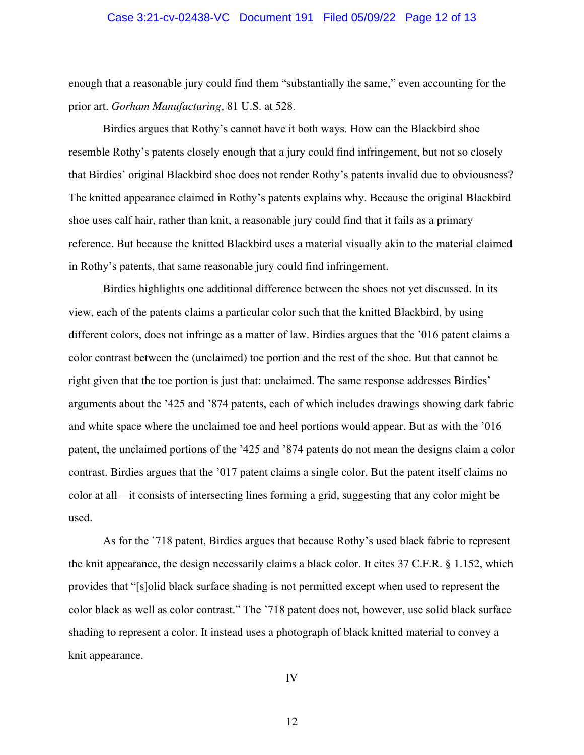enough that a reasonable jury could find them "substantially the same," even accounting for the prior art. *Gorham Manufacturing*, 81 U.S. at 528.

Birdies argues that Rothy's cannot have it both ways. How can the Blackbird shoe resemble Rothy's patents closely enough that a jury could find infringement, but not so closely that Birdies' original Blackbird shoe does not render Rothy's patents invalid due to obviousness? The knitted appearance claimed in Rothy's patents explains why. Because the original Blackbird shoe uses calf hair, rather than knit, a reasonable jury could find that it fails as a primary reference. But because the knitted Blackbird uses a material visually akin to the material claimed in Rothy's patents, that same reasonable jury could find infringement.

Birdies highlights one additional difference between the shoes not yet discussed. In its view, each of the patents claims a particular color such that the knitted Blackbird, by using different colors, does not infringe as a matter of law. Birdies argues that the '016 patent claims a color contrast between the (unclaimed) toe portion and the rest of the shoe. But that cannot be right given that the toe portion is just that: unclaimed. The same response addresses Birdies' arguments about the '425 and '874 patents, each of which includes drawings showing dark fabric and white space where the unclaimed toe and heel portions would appear. But as with the '016 patent, the unclaimed portions of the '425 and '874 patents do not mean the designs claim a color contrast. Birdies argues that the '017 patent claims a single color. But the patent itself claims no color at all—it consists of intersecting lines forming a grid, suggesting that any color might be used.

As for the '718 patent, Birdies argues that because Rothy's used black fabric to represent the knit appearance, the design necessarily claims a black color. It cites 37 C.F.R. § 1.152, which provides that "[s]olid black surface shading is not permitted except when used to represent the color black as well as color contrast." The '718 patent does not, however, use solid black surface shading to represent a color. It instead uses a photograph of black knitted material to convey a knit appearance.

## IV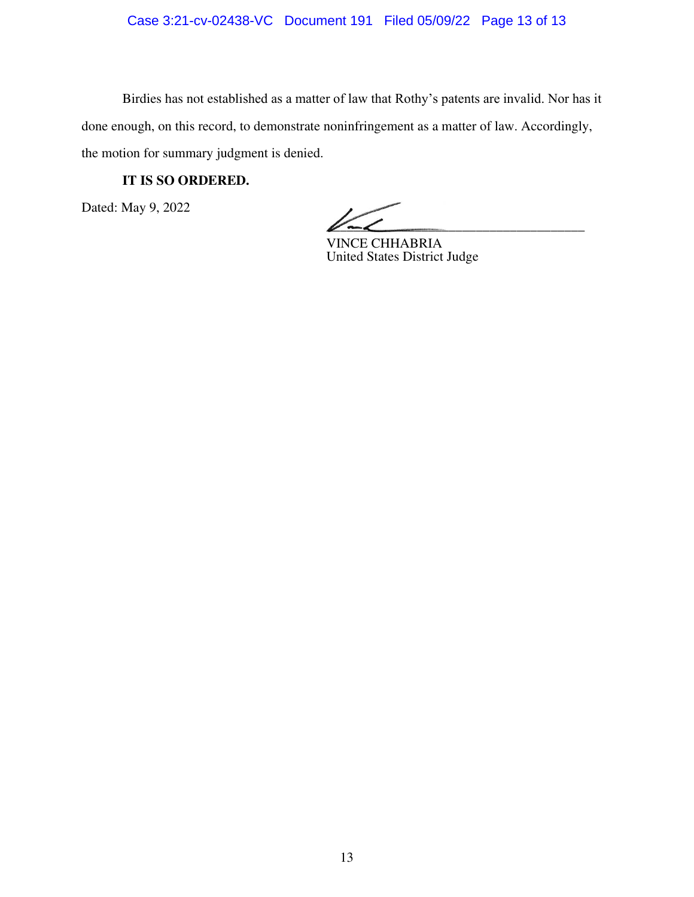Birdies has not established as a matter of law that Rothy's patents are invalid. Nor has it done enough, on this record, to demonstrate noninfringement as a matter of law. Accordingly, the motion for summary judgment is denied.

**IT IS SO ORDERED.**

Dated: May 9, 2022

VINCE CHHABRIA
United States District Judge